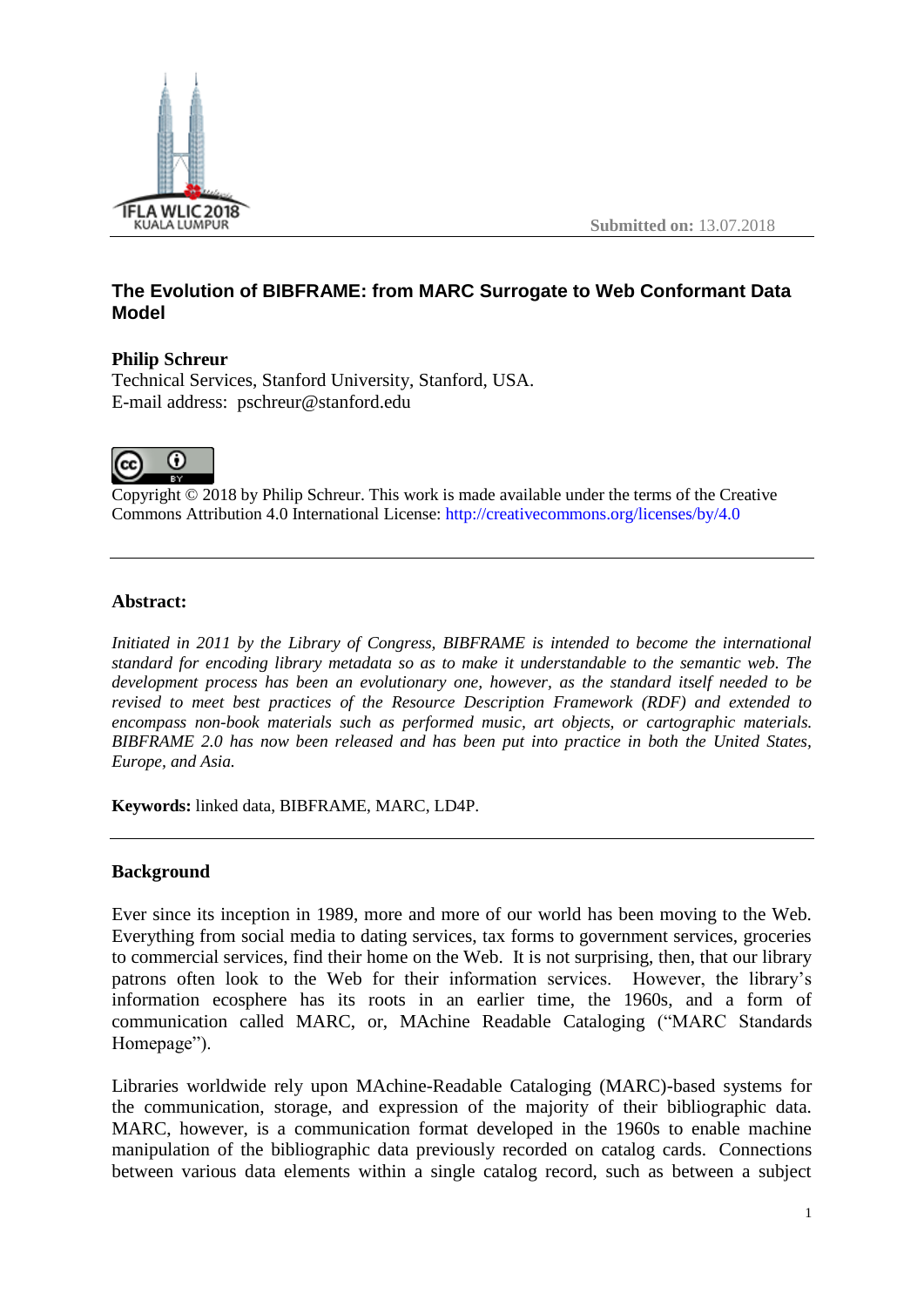Submitted on: 13.07.2018

# The Evolution of BIBFRAME: from MARC Surrogate to Web Conformant Data Model

**Philip Schreur**
Technical Services, Stanford University, Stanford, USA.
E-mail address: pschreur@stanford.edu

Copyright © 2018 by Philip Schreur. This work is made available under the terms of the Creative Commons Attribution 4.0 International License: http://creativecommons.org/licenses/by/4.0

---

**Abstract:**

*Initiated in 2011 by the Library of Congress, BIBFRAME is intended to become the international standard for encoding library metadata so as to make it understandable to the semantic web. The development process has been an evolutionary one, however, as the standard itself needed to be revised to meet best practices of the Resource Description Framework (RDF) and extended to encompass non-book materials such as performed music, art objects, or cartographic materials. BIBFRAME 2.0 has now been released and has been put into practice in both the United States, Europe, and Asia.*

**Keywords:** linked data, BIBFRAME, MARC, LD4P.

---

## Background

Ever since its inception in 1989, more and more of our world has been moving to the Web. Everything from social media to dating services, tax forms to government services, groceries to commercial services, find their home on the Web. It is not surprising, then, that our library patrons often look to the Web for their information services. However, the library's information ecosphere has its roots in an earlier time, the 1960s, and a form of communication called MARC, or, MAchine Readable Cataloging ("MARC Standards Homepage").

Libraries worldwide rely upon MAchine-Readable Cataloging (MARC)-based systems for the communication, storage, and expression of the majority of their bibliographic data. MARC, however, is a communication format developed in the 1960s to enable machine manipulation of the bibliographic data previously recorded on catalog cards. Connections between various data elements within a single catalog record, such as between a subject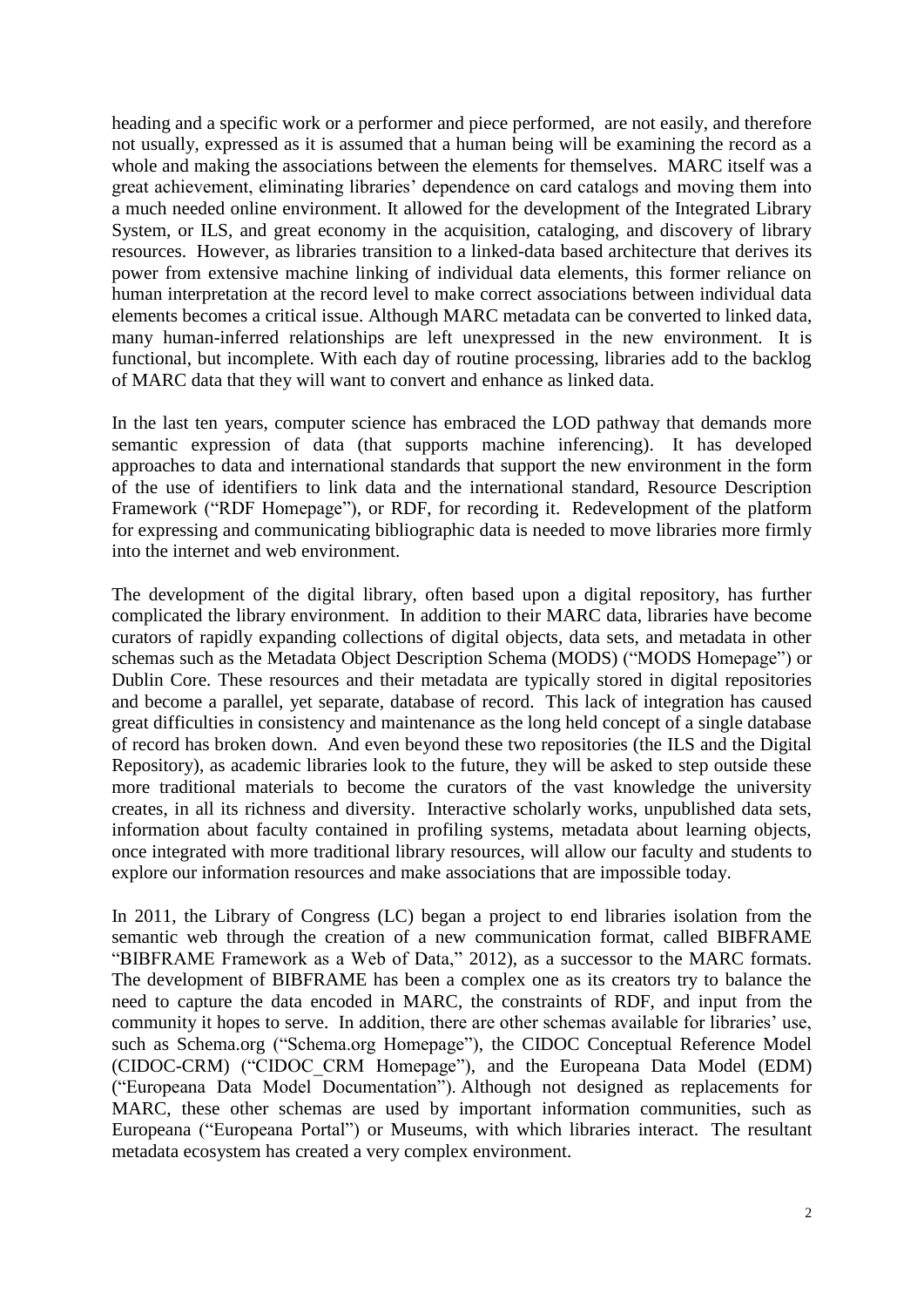heading and a specific work or a performer and piece performed, are not easily, and therefore not usually, expressed as it is assumed that a human being will be examining the record as a whole and making the associations between the elements for themselves. MARC itself was a great achievement, eliminating libraries' dependence on card catalogs and moving them into a much needed online environment. It allowed for the development of the Integrated Library System, or ILS, and great economy in the acquisition, cataloging, and discovery of library resources. However, as libraries transition to a linked-data based architecture that derives its power from extensive machine linking of individual data elements, this former reliance on human interpretation at the record level to make correct associations between individual data elements becomes a critical issue. Although MARC metadata can be converted to linked data, many human-inferred relationships are left unexpressed in the new environment. It is functional, but incomplete. With each day of routine processing, libraries add to the backlog of MARC data that they will want to convert and enhance as linked data.

In the last ten years, computer science has embraced the LOD pathway that demands more semantic expression of data (that supports machine inferencing). It has developed approaches to data and international standards that support the new environment in the form of the use of identifiers to link data and the international standard, Resource Description Framework ("RDF Homepage"), or RDF, for recording it. Redevelopment of the platform for expressing and communicating bibliographic data is needed to move libraries more firmly into the internet and web environment.

The development of the digital library, often based upon a digital repository, has further complicated the library environment. In addition to their MARC data, libraries have become curators of rapidly expanding collections of digital objects, data sets, and metadata in other schemas such as the Metadata Object Description Schema (MODS) ("MODS Homepage") or Dublin Core. These resources and their metadata are typically stored in digital repositories and become a parallel, yet separate, database of record. This lack of integration has caused great difficulties in consistency and maintenance as the long held concept of a single database of record has broken down. And even beyond these two repositories (the ILS and the Digital Repository), as academic libraries look to the future, they will be asked to step outside these more traditional materials to become the curators of the vast knowledge the university creates, in all its richness and diversity. Interactive scholarly works, unpublished data sets, information about faculty contained in profiling systems, metadata about learning objects, once integrated with more traditional library resources, will allow our faculty and students to explore our information resources and make associations that are impossible today.

In 2011, the Library of Congress (LC) began a project to end libraries isolation from the semantic web through the creation of a new communication format, called BIBFRAME "BIBFRAME Framework as a Web of Data," 2012), as a successor to the MARC formats. The development of BIBFRAME has been a complex one as its creators try to balance the need to capture the data encoded in MARC, the constraints of RDF, and input from the community it hopes to serve. In addition, there are other schemas available for libraries' use, such as Schema.org ("Schema.org Homepage"), the CIDOC Conceptual Reference Model (CIDOC-CRM) ("CIDOC_CRM Homepage"), and the Europeana Data Model (EDM) ("Europeana Data Model Documentation"). Although not designed as replacements for MARC, these other schemas are used by important information communities, such as Europeana ("Europeana Portal") or Museums, with which libraries interact. The resultant metadata ecosystem has created a very complex environment.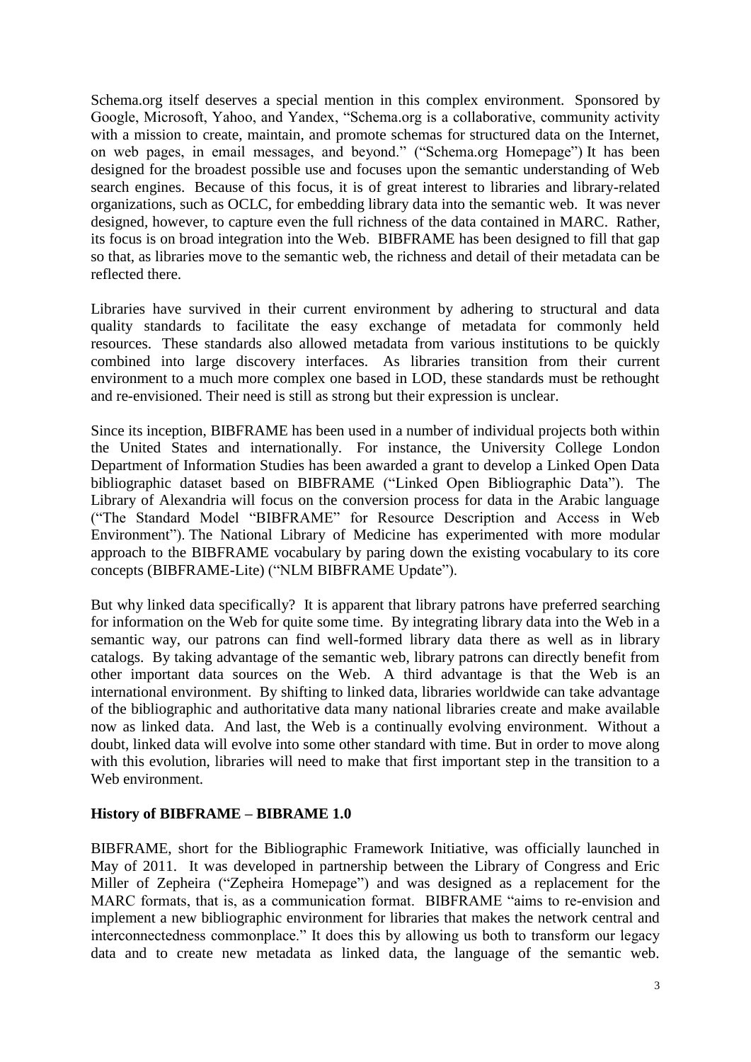Schema.org itself deserves a special mention in this complex environment. Sponsored by Google, Microsoft, Yahoo, and Yandex, "Schema.org is a collaborative, community activity with a mission to create, maintain, and promote schemas for structured data on the Internet, on web pages, in email messages, and beyond." ("Schema.org Homepage") It has been designed for the broadest possible use and focuses upon the semantic understanding of Web search engines. Because of this focus, it is of great interest to libraries and library-related organizations, such as OCLC, for embedding library data into the semantic web. It was never designed, however, to capture even the full richness of the data contained in MARC. Rather, its focus is on broad integration into the Web. BIBFRAME has been designed to fill that gap so that, as libraries move to the semantic web, the richness and detail of their metadata can be reflected there.

Libraries have survived in their current environment by adhering to structural and data quality standards to facilitate the easy exchange of metadata for commonly held resources. These standards also allowed metadata from various institutions to be quickly combined into large discovery interfaces. As libraries transition from their current environment to a much more complex one based in LOD, these standards must be rethought and re-envisioned. Their need is still as strong but their expression is unclear.

Since its inception, BIBFRAME has been used in a number of individual projects both within the United States and internationally. For instance, the University College London Department of Information Studies has been awarded a grant to develop a Linked Open Data bibliographic dataset based on BIBFRAME ("Linked Open Bibliographic Data"). The Library of Alexandria will focus on the conversion process for data in the Arabic language ("The Standard Model "BIBFRAME" for Resource Description and Access in Web Environment"). The National Library of Medicine has experimented with more modular approach to the BIBFRAME vocabulary by paring down the existing vocabulary to its core concepts (BIBFRAME-Lite) ("NLM BIBFRAME Update").

But why linked data specifically? It is apparent that library patrons have preferred searching for information on the Web for quite some time. By integrating library data into the Web in a semantic way, our patrons can find well-formed library data there as well as in library catalogs. By taking advantage of the semantic web, library patrons can directly benefit from other important data sources on the Web. A third advantage is that the Web is an international environment. By shifting to linked data, libraries worldwide can take advantage of the bibliographic and authoritative data many national libraries create and make available now as linked data. And last, the Web is a continually evolving environment. Without a doubt, linked data will evolve into some other standard with time. But in order to move along with this evolution, libraries will need to make that first important step in the transition to a Web environment.

## History of BIBFRAME – BIBRAME 1.0

BIBFRAME, short for the Bibliographic Framework Initiative, was officially launched in May of 2011. It was developed in partnership between the Library of Congress and Eric Miller of Zepheira ("Zepheira Homepage") and was designed as a replacement for the MARC formats, that is, as a communication format. BIBFRAME "aims to re-envision and implement a new bibliographic environment for libraries that makes the network central and interconnectedness commonplace." It does this by allowing us both to transform our legacy data and to create new metadata as linked data, the language of the semantic web.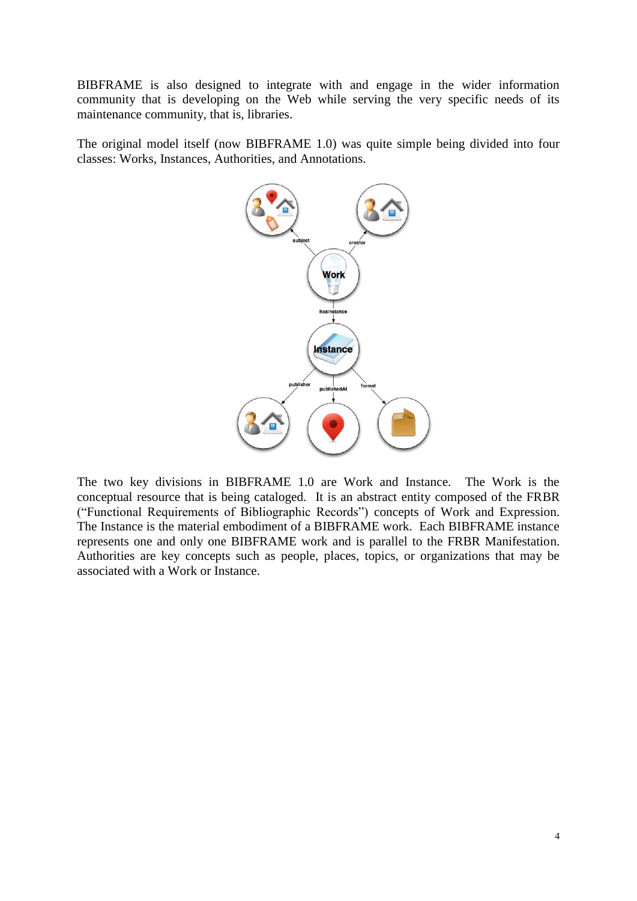BIBFRAME is also designed to integrate with and engage in the wider information community that is developing on the Web while serving the very specific needs of its maintenance community, that is, libraries.

The original model itself (now BIBFRAME 1.0) was quite simple being divided into four classes: Works, Instances, Authorities, and Annotations.

The two key divisions in BIBFRAME 1.0 are Work and Instance. The Work is the conceptual resource that is being cataloged. It is an abstract entity composed of the FRBR ("Functional Requirements of Bibliographic Records") concepts of Work and Expression. The Instance is the material embodiment of a BIBFRAME work. Each BIBFRAME instance represents one and only one BIBFRAME work and is parallel to the FRBR Manifestation. Authorities are key concepts such as people, places, topics, or organizations that may be associated with a Work or Instance.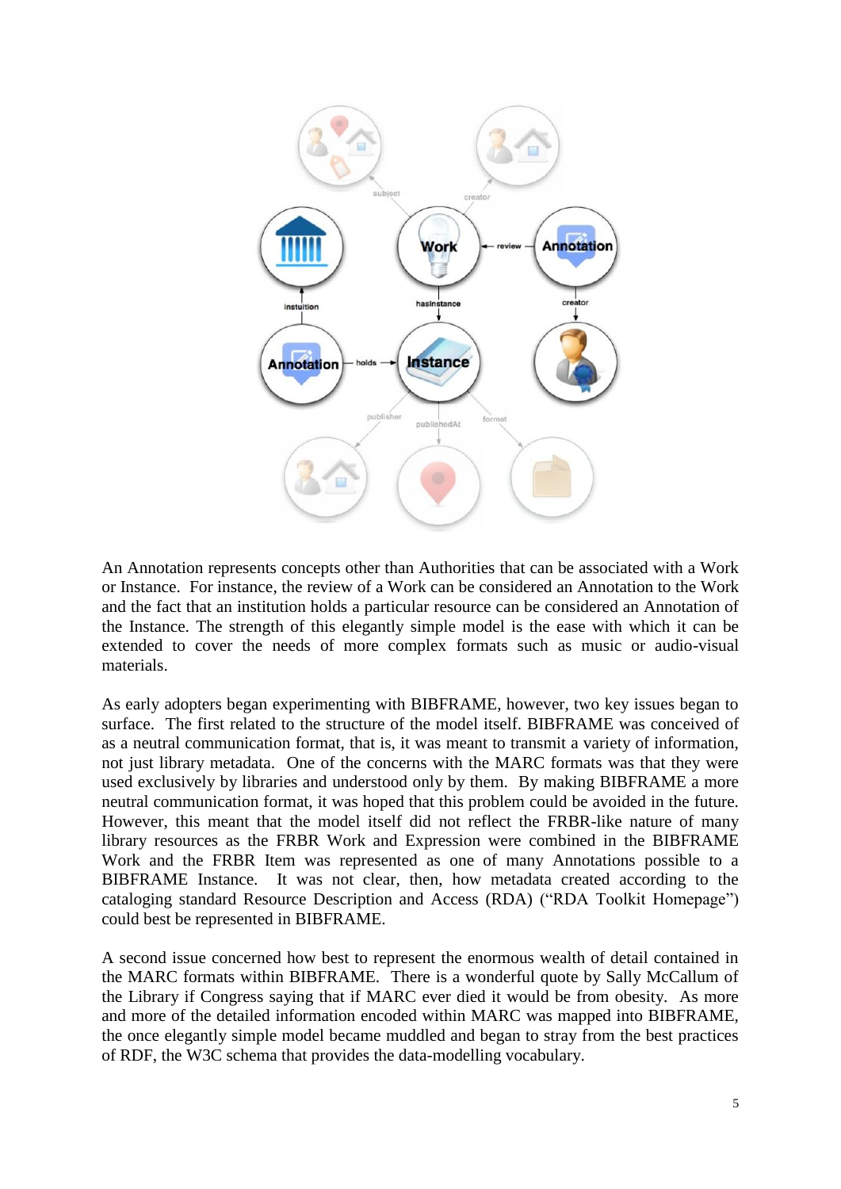An Annotation represents concepts other than Authorities that can be associated with a Work or Instance. For instance, the review of a Work can be considered an Annotation to the Work and the fact that an institution holds a particular resource can be considered an Annotation of the Instance. The strength of this elegantly simple model is the ease with which it can be extended to cover the needs of more complex formats such as music or audio-visual materials.

As early adopters began experimenting with BIBFRAME, however, two key issues began to surface. The first related to the structure of the model itself. BIBFRAME was conceived of as a neutral communication format, that is, it was meant to transmit a variety of information, not just library metadata. One of the concerns with the MARC formats was that they were used exclusively by libraries and understood only by them. By making BIBFRAME a more neutral communication format, it was hoped that this problem could be avoided in the future. However, this meant that the model itself did not reflect the FRBR-like nature of many library resources as the FRBR Work and Expression were combined in the BIBFRAME Work and the FRBR Item was represented as one of many Annotations possible to a BIBFRAME Instance. It was not clear, then, how metadata created according to the cataloging standard Resource Description and Access (RDA) ("RDA Toolkit Homepage") could best be represented in BIBFRAME.

A second issue concerned how best to represent the enormous wealth of detail contained in the MARC formats within BIBFRAME. There is a wonderful quote by Sally McCallum of the Library if Congress saying that if MARC ever died it would be from obesity. As more and more of the detailed information encoded within MARC was mapped into BIBFRAME, the once elegantly simple model became muddled and began to stray from the best practices of RDF, the W3C schema that provides the data-modelling vocabulary.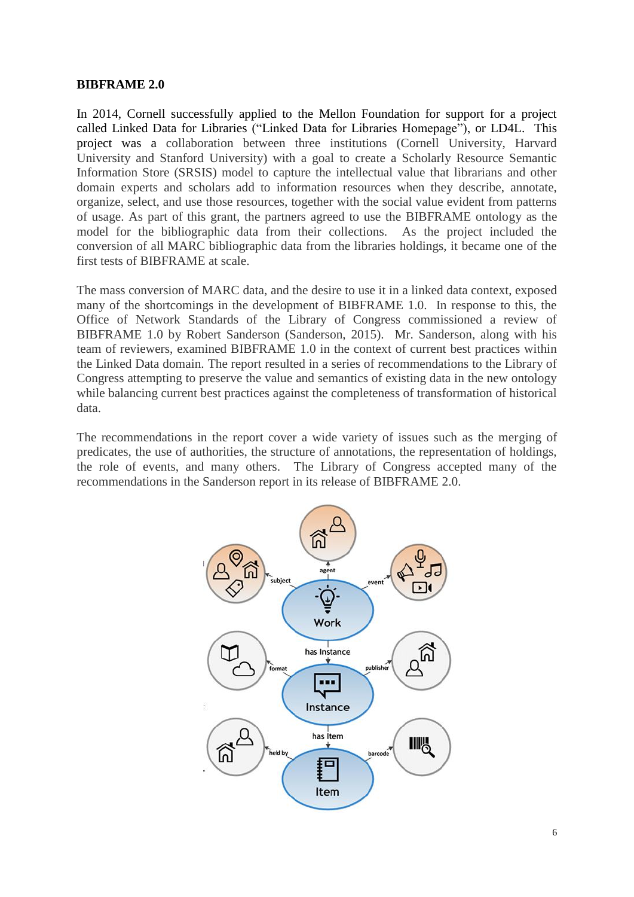**BIBFRAME 2.0**

In 2014, Cornell successfully applied to the Mellon Foundation for support for a project called Linked Data for Libraries ("Linked Data for Libraries Homepage"), or LD4L. This project was a collaboration between three institutions (Cornell University, Harvard University and Stanford University) with a goal to create a Scholarly Resource Semantic Information Store (SRSIS) model to capture the intellectual value that librarians and other domain experts and scholars add to information resources when they describe, annotate, organize, select, and use those resources, together with the social value evident from patterns of usage. As part of this grant, the partners agreed to use the BIBFRAME ontology as the model for the bibliographic data from their collections. As the project included the conversion of all MARC bibliographic data from the libraries holdings, it became one of the first tests of BIBFRAME at scale.

The mass conversion of MARC data, and the desire to use it in a linked data context, exposed many of the shortcomings in the development of BIBFRAME 1.0. In response to this, the Office of Network Standards of the Library of Congress commissioned a review of BIBFRAME 1.0 by Robert Sanderson (Sanderson, 2015). Mr. Sanderson, along with his team of reviewers, examined BIBFRAME 1.0 in the context of current best practices within the Linked Data domain. The report resulted in a series of recommendations to the Library of Congress attempting to preserve the value and semantics of existing data in the new ontology while balancing current best practices against the completeness of transformation of historical data.

The recommendations in the report cover a wide variety of issues such as the merging of predicates, the use of authorities, the structure of annotations, the representation of holdings, the role of events, and many others. The Library of Congress accepted many of the recommendations in the Sanderson report in its release of BIBFRAME 2.0.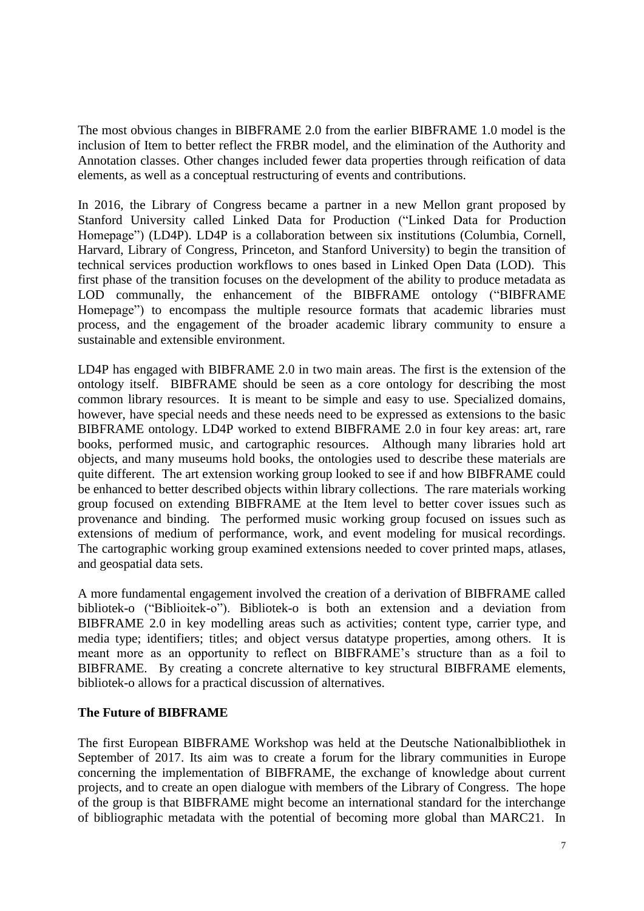The most obvious changes in BIBFRAME 2.0 from the earlier BIBFRAME 1.0 model is the inclusion of Item to better reflect the FRBR model, and the elimination of the Authority and Annotation classes. Other changes included fewer data properties through reification of data elements, as well as a conceptual restructuring of events and contributions.

In 2016, the Library of Congress became a partner in a new Mellon grant proposed by Stanford University called Linked Data for Production ("Linked Data for Production Homepage") (LD4P). LD4P is a collaboration between six institutions (Columbia, Cornell, Harvard, Library of Congress, Princeton, and Stanford University) to begin the transition of technical services production workflows to ones based in Linked Open Data (LOD). This first phase of the transition focuses on the development of the ability to produce metadata as LOD communally, the enhancement of the BIBFRAME ontology ("BIBFRAME Homepage") to encompass the multiple resource formats that academic libraries must process, and the engagement of the broader academic library community to ensure a sustainable and extensible environment.

LD4P has engaged with BIBFRAME 2.0 in two main areas. The first is the extension of the ontology itself. BIBFRAME should be seen as a core ontology for describing the most common library resources. It is meant to be simple and easy to use. Specialized domains, however, have special needs and these needs need to be expressed as extensions to the basic BIBFRAME ontology. LD4P worked to extend BIBFRAME 2.0 in four key areas: art, rare books, performed music, and cartographic resources. Although many libraries hold art objects, and many museums hold books, the ontologies used to describe these materials are quite different. The art extension working group looked to see if and how BIBFRAME could be enhanced to better described objects within library collections. The rare materials working group focused on extending BIBFRAME at the Item level to better cover issues such as provenance and binding. The performed music working group focused on issues such as extensions of medium of performance, work, and event modeling for musical recordings. The cartographic working group examined extensions needed to cover printed maps, atlases, and geospatial data sets.

A more fundamental engagement involved the creation of a derivation of BIBFRAME called bibliotek-o ("Biblioitek-o"). Bibliotek-o is both an extension and a deviation from BIBFRAME 2.0 in key modelling areas such as activities; content type, carrier type, and media type; identifiers; titles; and object versus datatype properties, among others. It is meant more as an opportunity to reflect on BIBFRAME's structure than as a foil to BIBFRAME. By creating a concrete alternative to key structural BIBFRAME elements, bibliotek-o allows for a practical discussion of alternatives.

**The Future of BIBFRAME**

The first European BIBFRAME Workshop was held at the Deutsche Nationalbibliothek in September of 2017. Its aim was to create a forum for the library communities in Europe concerning the implementation of BIBFRAME, the exchange of knowledge about current projects, and to create an open dialogue with members of the Library of Congress. The hope of the group is that BIBFRAME might become an international standard for the interchange of bibliographic metadata with the potential of becoming more global than MARC21. In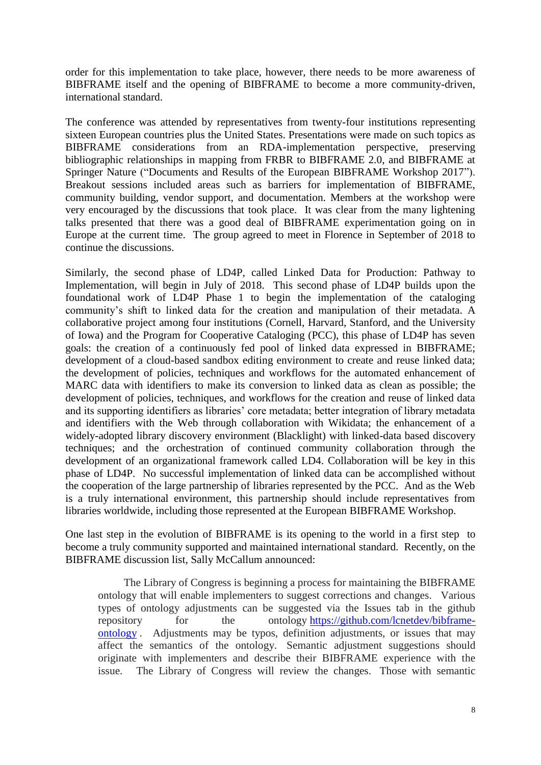order for this implementation to take place, however, there needs to be more awareness of BIBFRAME itself and the opening of BIBFRAME to become a more community-driven, international standard.

The conference was attended by representatives from twenty-four institutions representing sixteen European countries plus the United States. Presentations were made on such topics as BIBFRAME considerations from an RDA-implementation perspective, preserving bibliographic relationships in mapping from FRBR to BIBFRAME 2.0, and BIBFRAME at Springer Nature ("Documents and Results of the European BIBFRAME Workshop 2017"). Breakout sessions included areas such as barriers for implementation of BIBFRAME, community building, vendor support, and documentation. Members at the workshop were very encouraged by the discussions that took place. It was clear from the many lightening talks presented that there was a good deal of BIBFRAME experimentation going on in Europe at the current time. The group agreed to meet in Florence in September of 2018 to continue the discussions.

Similarly, the second phase of LD4P, called Linked Data for Production: Pathway to Implementation, will begin in July of 2018. This second phase of LD4P builds upon the foundational work of LD4P Phase 1 to begin the implementation of the cataloging community's shift to linked data for the creation and manipulation of their metadata. A collaborative project among four institutions (Cornell, Harvard, Stanford, and the University of Iowa) and the Program for Cooperative Cataloging (PCC), this phase of LD4P has seven goals: the creation of a continuously fed pool of linked data expressed in BIBFRAME; development of a cloud-based sandbox editing environment to create and reuse linked data; the development of policies, techniques and workflows for the automated enhancement of MARC data with identifiers to make its conversion to linked data as clean as possible; the development of policies, techniques, and workflows for the creation and reuse of linked data and its supporting identifiers as libraries' core metadata; better integration of library metadata and identifiers with the Web through collaboration with Wikidata; the enhancement of a widely-adopted library discovery environment (Blacklight) with linked-data based discovery techniques; and the orchestration of continued community collaboration through the development of an organizational framework called LD4. Collaboration will be key in this phase of LD4P. No successful implementation of linked data can be accomplished without the cooperation of the large partnership of libraries represented by the PCC. And as the Web is a truly international environment, this partnership should include representatives from libraries worldwide, including those represented at the European BIBFRAME Workshop.

One last step in the evolution of BIBFRAME is its opening to the world in a first step to become a truly community supported and maintained international standard. Recently, on the BIBFRAME discussion list, Sally McCallum announced:

> The Library of Congress is beginning a process for maintaining the BIBFRAME ontology that will enable implementers to suggest corrections and changes. Various types of ontology adjustments can be suggested via the Issues tab in the github repository for the ontology [https://github.com/lcnetdev/bibframe-ontology](https://github.com/lcnetdev/bibframe-ontology) . Adjustments may be typos, definition adjustments, or issues that may affect the semantics of the ontology. Semantic adjustment suggestions should originate with implementers and describe their BIBFRAME experience with the issue. The Library of Congress will review the changes. Those with semantic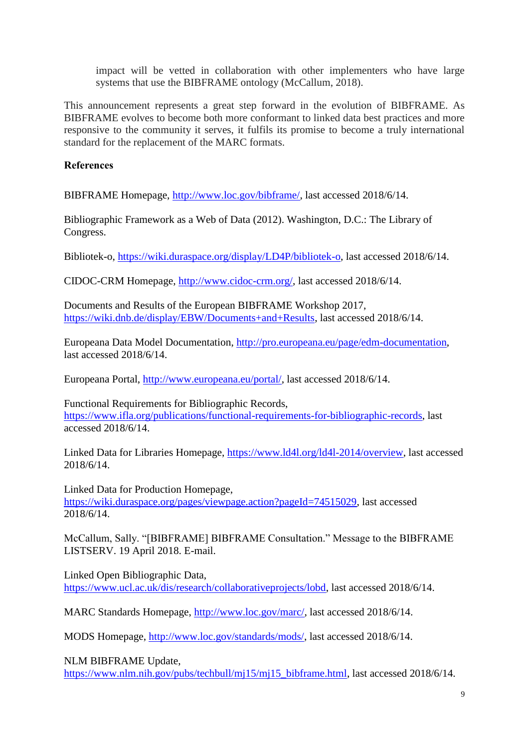> impact will be vetted in collaboration with other implementers who have large systems that use the BIBFRAME ontology (McCallum, 2018).

This announcement represents a great step forward in the evolution of BIBFRAME. As BIBFRAME evolves to become both more conformant to linked data best practices and more responsive to the community it serves, it fulfils its promise to become a truly international standard for the replacement of the MARC formats.

**References**

BIBFRAME Homepage, http://www.loc.gov/bibframe/, last accessed 2018/6/14.

Bibliographic Framework as a Web of Data (2012). Washington, D.C.: The Library of Congress.

Bibliotek-o, https://wiki.duraspace.org/display/LD4P/bibliotek-o, last accessed 2018/6/14.

CIDOC-CRM Homepage, http://www.cidoc-crm.org/, last accessed 2018/6/14.

Documents and Results of the European BIBFRAME Workshop 2017, https://wiki.dnb.de/display/EBW/Documents+and+Results, last accessed 2018/6/14.

Europeana Data Model Documentation, http://pro.europeana.eu/page/edm-documentation, last accessed 2018/6/14.

Europeana Portal, http://www.europeana.eu/portal/, last accessed 2018/6/14.

Functional Requirements for Bibliographic Records, https://www.ifla.org/publications/functional-requirements-for-bibliographic-records, last accessed 2018/6/14.

Linked Data for Libraries Homepage, https://www.ld4l.org/ld4l-2014/overview, last accessed 2018/6/14.

Linked Data for Production Homepage, https://wiki.duraspace.org/pages/viewpage.action?pageId=74515029, last accessed 2018/6/14.

McCallum, Sally. "[BIBFRAME] BIBFRAME Consultation." Message to the BIBFRAME LISTSERV. 19 April 2018. E-mail.

Linked Open Bibliographic Data, https://www.ucl.ac.uk/dis/research/collaborativeprojects/lobd, last accessed 2018/6/14.

MARC Standards Homepage, http://www.loc.gov/marc/, last accessed 2018/6/14.

MODS Homepage, http://www.loc.gov/standards/mods/, last accessed 2018/6/14.

NLM BIBFRAME Update, https://www.nlm.nih.gov/pubs/techbull/mj15/mj15_bibframe.html, last accessed 2018/6/14.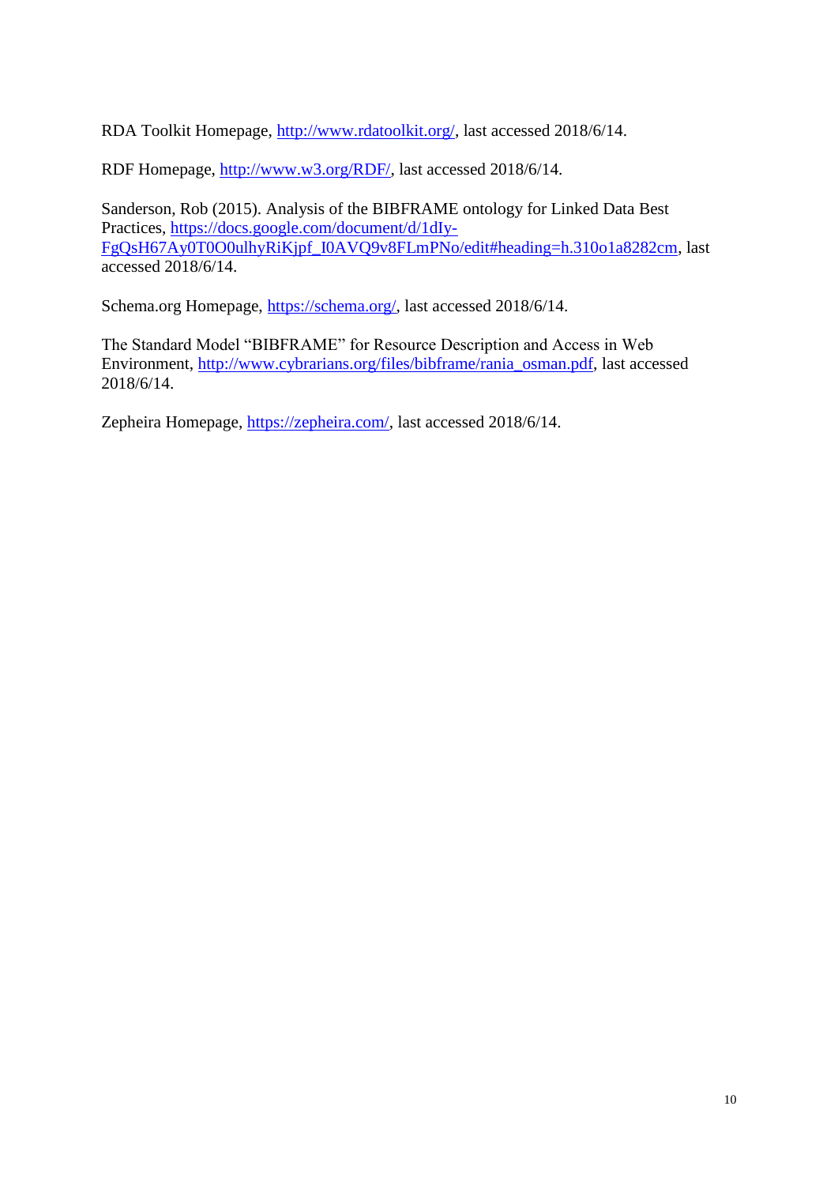RDA Toolkit Homepage, http://www.rdatoolkit.org/, last accessed 2018/6/14.

RDF Homepage, http://www.w3.org/RDF/, last accessed 2018/6/14.

Sanderson, Rob (2015). Analysis of the BIBFRAME ontology for Linked Data Best Practices, https://docs.google.com/document/d/1dIy-FgQsH67Ay0T0O0ulhyRiKjpf_I0AVQ9v8FLmPNo/edit#heading=h.310o1a8282cm, last accessed 2018/6/14.

Schema.org Homepage, https://schema.org/, last accessed 2018/6/14.

The Standard Model "BIBFRAME" for Resource Description and Access in Web Environment, http://www.cybrarians.org/files/bibframe/rania_osman.pdf, last accessed 2018/6/14.

Zepheira Homepage, https://zepheira.com/, last accessed 2018/6/14.